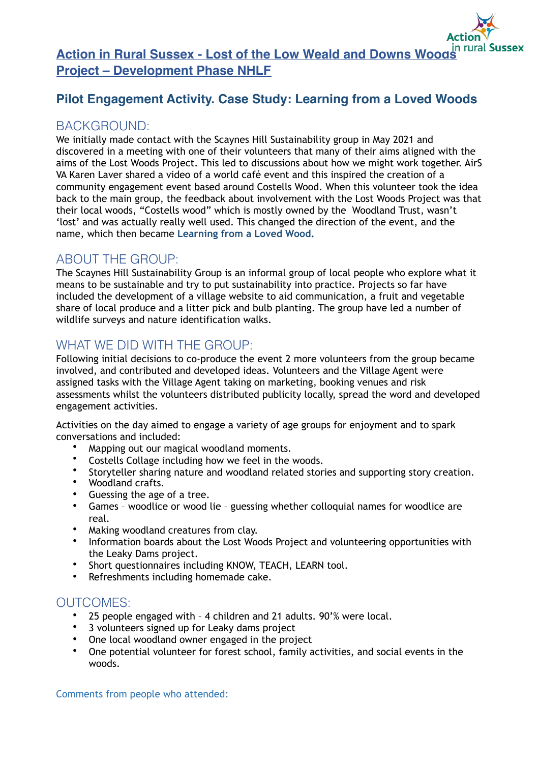# Action in Rural Sussex - Lost of the Low Weald and Downs Woods Project – Development Phase NHLF

## Pilot Engagement Activity. Case Study: Learning from a Loved Woods

### BACKGROUND:

We initially made contact with the Scaynes Hill Sustainability group in May 2021 and discovered in a meeting with one of their volunteers that many of their aims aligned with the aims of the Lost Woods Project. This led to discussions about how we might work together. AirS VA Karen Laver shared a video of a world café event and this inspired the creation of a community engagement event based around Costells Wood. When this volunteer took the idea back to the main group, the feedback about involvement with the Lost Woods Project was that their local woods, "Costells wood" which is mostly owned by the Woodland Trust, wasn't 'lost' and was actually really well used. This changed the direction of the event, and the name, which then became **Learning from a Loved Wood.**

### ABOUT THE GROUP:

The Scaynes Hill Sustainability Group is an informal group of local people who explore what it means to be sustainable and try to put sustainability into practice. Projects so far have included the development of a village website to aid communication, a fruit and vegetable share of local produce and a litter pick and bulb planting. The group have led a number of wildlife surveys and nature identification walks.

### WHAT WE DID WITH THE GROUP:

Following initial decisions to co-produce the event 2 more volunteers from the group became involved, and contributed and developed ideas. Volunteers and the Village Agent were assigned tasks with the Village Agent taking on marketing, booking venues and risk assessments whilst the volunteers distributed publicity locally, spread the word and developed engagement activities.

Activities on the day aimed to engage a variety of age groups for enjoyment and to spark conversations and included:

- Mapping out our magical woodland moments.
- Costells Collage including how we feel in the woods.
- Storyteller sharing nature and woodland related stories and supporting story creation.
- Woodland crafts.
- Guessing the age of a tree.
- Games – woodlice or wood lie – guessing whether colloquial names for woodlice are real.
- Making woodland creatures from clay.
- Information boards about the Lost Woods Project and volunteering opportunities with the Leaky Dams project.
- Short questionnaires including KNOW, TEACH, LEARN tool.
- Refreshments including homemade cake.

### OUTCOMES:

- 25 people engaged with – 4 children and 21 adults. 90'% were local.
- 3 volunteers signed up for Leaky dams project
- One local woodland owner engaged in the project
- One potential volunteer for forest school, family activities, and social events in the woods.

Comments from people who attended: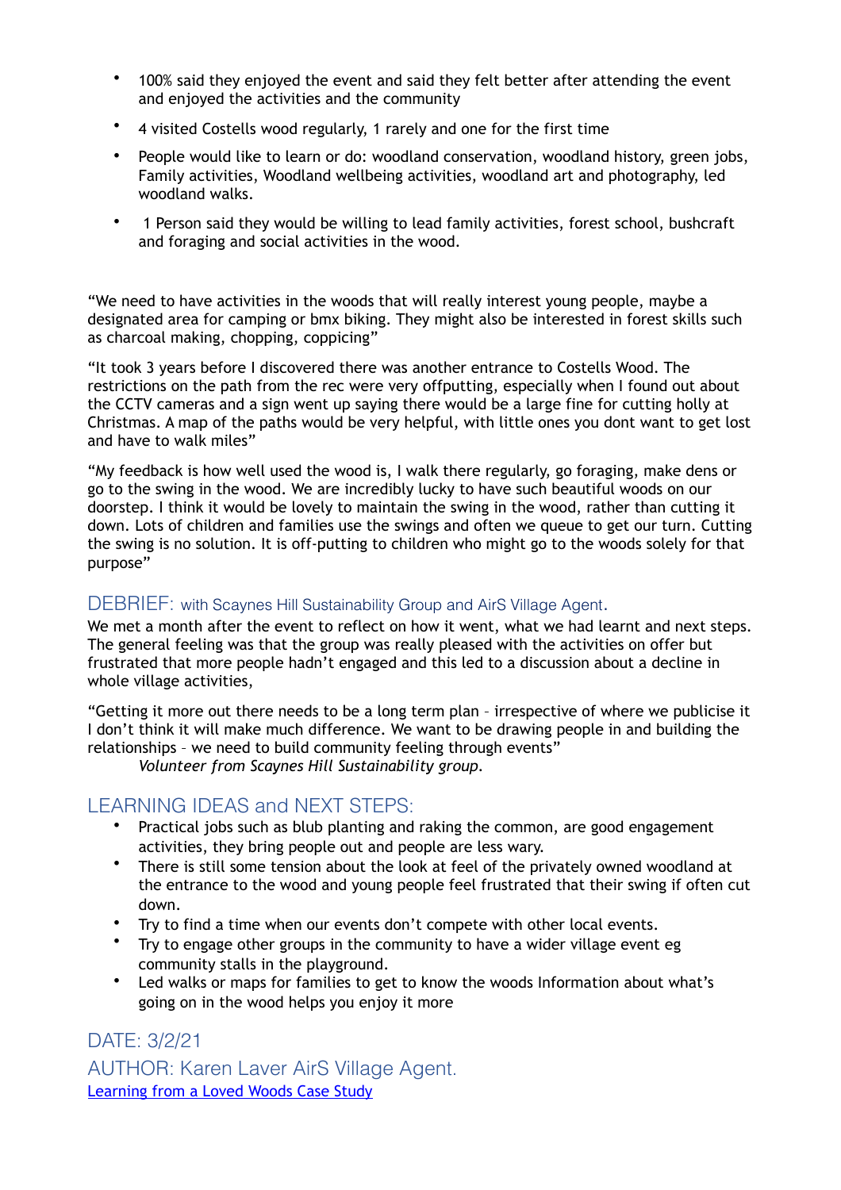- 100% said they enjoyed the event and said they felt better after attending the event and enjoyed the activities and the community
- 4 visited Costells wood regularly, 1 rarely and one for the first time
- People would like to learn or do: woodland conservation, woodland history, green jobs, Family activities, Woodland wellbeing activities, woodland art and photography, led woodland walks.
- 1 Person said they would be willing to lead family activities, forest school, bushcraft and foraging and social activities in the wood.

"We need to have activities in the woods that will really interest young people, maybe a designated area for camping or bmx biking. They might also be interested in forest skills such as charcoal making, chopping, coppicing"

"It took 3 years before I discovered there was another entrance to Costells Wood. The restrictions on the path from the rec were very offputting, especially when I found out about the CCTV cameras and a sign went up saying there would be a large fine for cutting holly at Christmas. A map of the paths would be very helpful, with little ones you dont want to get lost and have to walk miles"

"My feedback is how well used the wood is, I walk there regularly, go foraging, make dens or go to the swing in the wood. We are incredibly lucky to have such beautiful woods on our doorstep. I think it would be lovely to maintain the swing in the wood, rather than cutting it down. Lots of children and families use the swings and often we queue to get our turn. Cutting the swing is no solution. It is off-putting to children who might go to the woods solely for that purpose"

## DEBRIEF: with Scaynes Hill Sustainability Group and AirS Village Agent.

We met a month after the event to reflect on how it went, what we had learnt and next steps. The general feeling was that the group was really pleased with the activities on offer but frustrated that more people hadn't engaged and this led to a discussion about a decline in whole village activities,

"Getting it more out there needs to be a long term plan – irrespective of where we publicise it I don't think it will make much difference. We want to be drawing people in and building the relationships – we need to build community feeling through events"

*Volunteer from Scaynes Hill Sustainability group.*

## LEARNING IDEAS and NEXT STEPS:

- Practical jobs such as blub planting and raking the common, are good engagement activities, they bring people out and people are less wary.
- There is still some tension about the look at feel of the privately owned woodland at the entrance to the wood and young people feel frustrated that their swing if often cut down.
- Try to find a time when our events don't compete with other local events.
- Try to engage other groups in the community to have a wider village event eg community stalls in the playground.
- Led walks or maps for families to get to know the woods Information about what's going on in the wood helps you enjoy it more

## DATE: 3/2/21

## AUTHOR: Karen Laver AirS Village Agent.

[Learning from a Loved Woods Case Study]